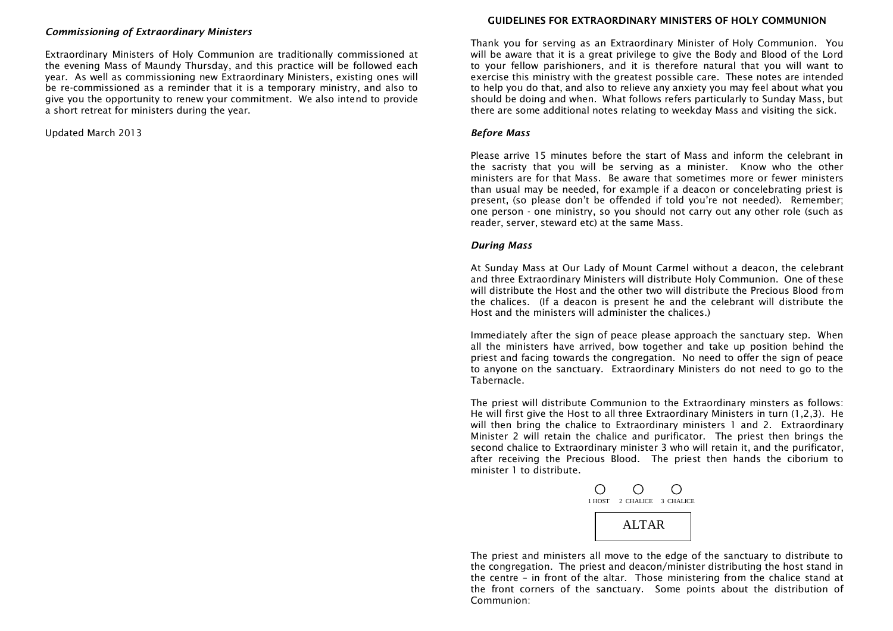### *Commissioning of Extraordinary Ministers*

Extraordinary Ministers of Holy Communion are traditionally commissioned at the evening Mass of Maundy Thursday, and this practice will be followed each year. As well as commissioning new Extraordinary Ministers, existing ones will be re-commissioned as a reminder that it is a temporary ministry, and also to give you the opportunity to renew your commitment. We also intend to provide a short retreat for ministers during the year.

Updated March 2013

## GUIDELINES FOR EXTRAORDINARY MINISTERS OF HOLY COMMUNION

Thank you for serving as an Extraordinary Minister of Holy Communion. You will be aware that it is a great privilege to give the Body and Blood of the Lord to your fellow parishioners, and it is therefore natural that you will want to exercise this ministry with the greatest possible care. These notes are intended to help you do that, and also to relieve any anxiety you may feel about what you should be doing and when. What follows refers particularly to Sunday Mass, but there are some additional notes relating to weekday Mass and visiting the sick.

### *Before Mass*

Please arrive 15 minutes before the start of Mass and inform the celebrant in the sacristy that you will be serving as a minister. Know who the other ministers are for that Mass. Be aware that sometimes more or fewer ministers than usual may be needed, for example if a deacon or concelebrating priest is present, (so please don't be offended if told you're not needed). Remember; one person - one ministry, so you should not carry out any other role (such as reader, server, steward etc) at the same Mass.

### *During Mass*

At Sunday Mass at Our Lady of Mount Carmel without a deacon, the celebrant and three Extraordinary Ministers will distribute Holy Communion. One of these will distribute the Host and the other two will distribute the Precious Blood from the chalices. (If a deacon is present he and the celebrant will distribute the Host and the ministers will administer the chalices.)

Immediately after the sign of peace please approach the sanctuary step. When all the ministers have arrived, bow together and take up position behind the priest and facing towards the congregation. No need to offer the sign of peace to anyone on the sanctuary. Extraordinary Ministers do not need to go to the Tabernacle.

The priest will distribute Communion to the Extraordinary minsters as follows: He will first give the Host to all three Extraordinary Ministers in turn (1,2,3). He will then bring the chalice to Extraordinary ministers 1 and 2. Extraordinary Minister 2 will retain the chalice and purificator. The priest then brings the second chalice to Extraordinary minister 3 who will retain it, and the purificator, after receiving the Precious Blood. The priest then hands the ciborium to minister 1 to distribute.

1 HOST 2 CHALICE 3 CHALICE

ALTAR

The priest and ministers all move to the edge of the sanctuary to distribute to the congregation. The priest and deacon/minister distributing the host stand in the centre – in front of the altar. Those ministering from the chalice stand at the front corners of the sanctuary. Some points about the distribution of Communion: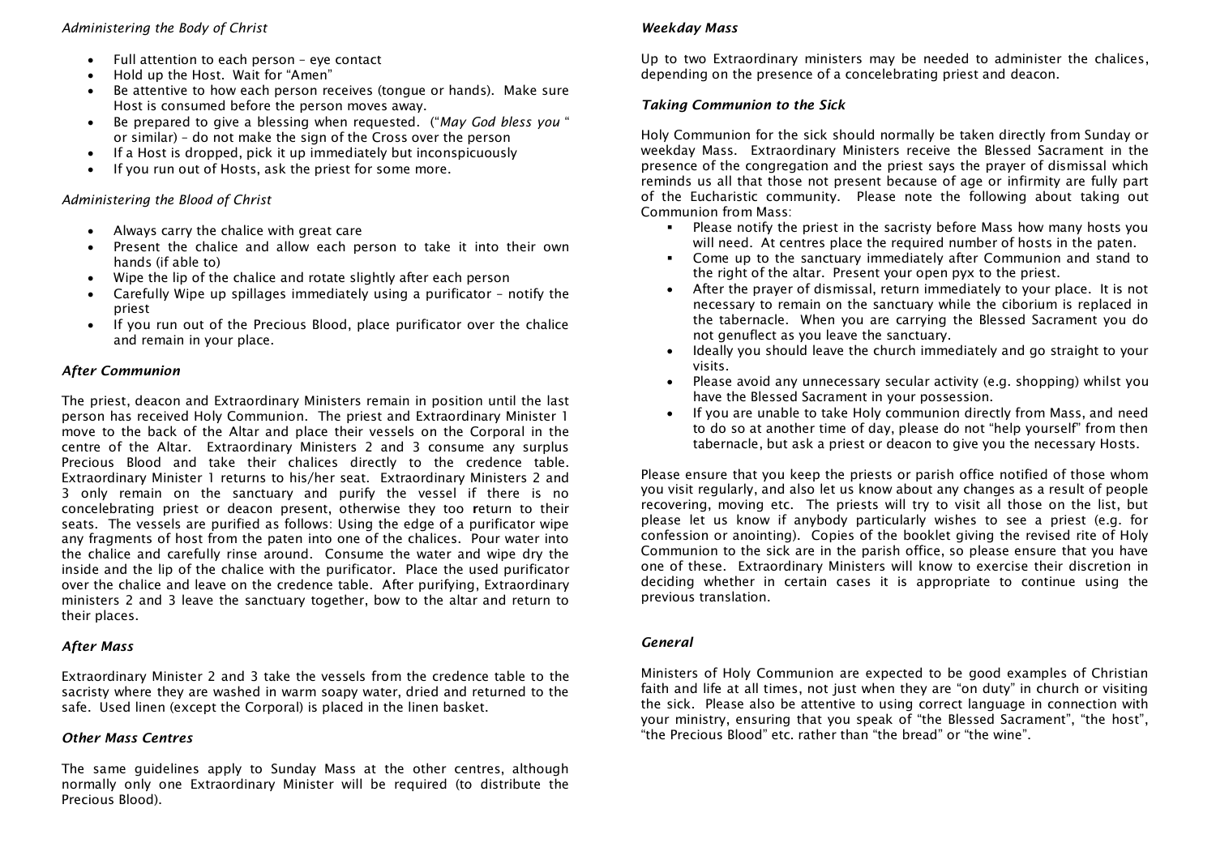*Administering the Body of Christ*

- Full attention to each person – eye contact
- Hold up the Host. Wait for "Amen"
- Be attentive to how each person receives (tongue or hands). Make sure Host is consumed before the person moves away.
- Be prepared to give a blessing when requested. ("*May God bless you* " or similar) – do not make the sign of the Cross over the person
- If a Host is dropped, pick it up immediately but inconspicuously
- If you run out of Hosts, ask the priest for some more.

*Administering the Blood of Christ*

- Always carry the chalice with great care
- Present the chalice and allow each person to take it into their own hands (if able to)
- Wipe the lip of the chalice and rotate slightly after each person
- Carefully Wipe up spillages immediately using a purificator – notify the priest
- If you run out of the Precious Blood, place purificator over the chalice and remain in your place.

***After Communion***

The priest, deacon and Extraordinary Ministers remain in position until the last person has received Holy Communion. The priest and Extraordinary Minister 1 move to the back of the Altar and place their vessels on the Corporal in the centre of the Altar. Extraordinary Ministers 2 and 3 consume any surplus Precious Blood and take their chalices directly to the credence table. Extraordinary Minister 1 returns to his/her seat. Extraordinary Ministers 2 and 3 only remain on the sanctuary and purify the vessel if there is no concelebrating priest or deacon present, otherwise they too return to their seats. The vessels are purified as follows: Using the edge of a purificator wipe any fragments of host from the paten into one of the chalices. Pour water into the chalice and carefully rinse around. Consume the water and wipe dry the inside and the lip of the chalice with the purificator. Place the used purificator over the chalice and leave on the credence table. After purifying, Extraordinary ministers 2 and 3 leave the sanctuary together, bow to the altar and return to their places.

***After Mass***

Extraordinary Minister 2 and 3 take the vessels from the credence table to the sacristy where they are washed in warm soapy water, dried and returned to the safe. Used linen (except the Corporal) is placed in the linen basket.

***Other Mass Centres***

The same guidelines apply to Sunday Mass at the other centres, although normally only one Extraordinary Minister will be required (to distribute the Precious Blood).

***Weekday Mass***

Up to two Extraordinary ministers may be needed to administer the chalices, depending on the presence of a concelebrating priest and deacon.

***Taking Communion to the Sick***

Holy Communion for the sick should normally be taken directly from Sunday or weekday Mass. Extraordinary Ministers receive the Blessed Sacrament in the presence of the congregation and the priest says the prayer of dismissal which reminds us all that those not present because of age or infirmity are fully part of the Eucharistic community. Please note the following about taking out Communion from Mass:

- Please notify the priest in the sacristy before Mass how many hosts you will need. At centres place the required number of hosts in the paten.
- Come up to the sanctuary immediately after Communion and stand to the right of the altar. Present your open pyx to the priest.
- After the prayer of dismissal, return immediately to your place. It is not necessary to remain on the sanctuary while the ciborium is replaced in the tabernacle. When you are carrying the Blessed Sacrament you do not genuflect as you leave the sanctuary.
- Ideally you should leave the church immediately and go straight to your visits.
- Please avoid any unnecessary secular activity (e.g. shopping) whilst you have the Blessed Sacrament in your possession.
- If you are unable to take Holy communion directly from Mass, and need to do so at another time of day, please do not "help yourself" from then tabernacle, but ask a priest or deacon to give you the necessary Hosts.

Please ensure that you keep the priests or parish office notified of those whom you visit regularly, and also let us know about any changes as a result of people recovering, moving etc. The priests will try to visit all those on the list, but please let us know if anybody particularly wishes to see a priest (e.g. for confession or anointing). Copies of the booklet giving the revised rite of Holy Communion to the sick are in the parish office, so please ensure that you have one of these. Extraordinary Ministers will know to exercise their discretion in deciding whether in certain cases it is appropriate to continue using the previous translation.

***General***

Ministers of Holy Communion are expected to be good examples of Christian faith and life at all times, not just when they are "on duty" in church or visiting the sick. Please also be attentive to using correct language in connection with your ministry, ensuring that you speak of "the Blessed Sacrament", "the host", "the Precious Blood" etc. rather than "the bread" or "the wine".